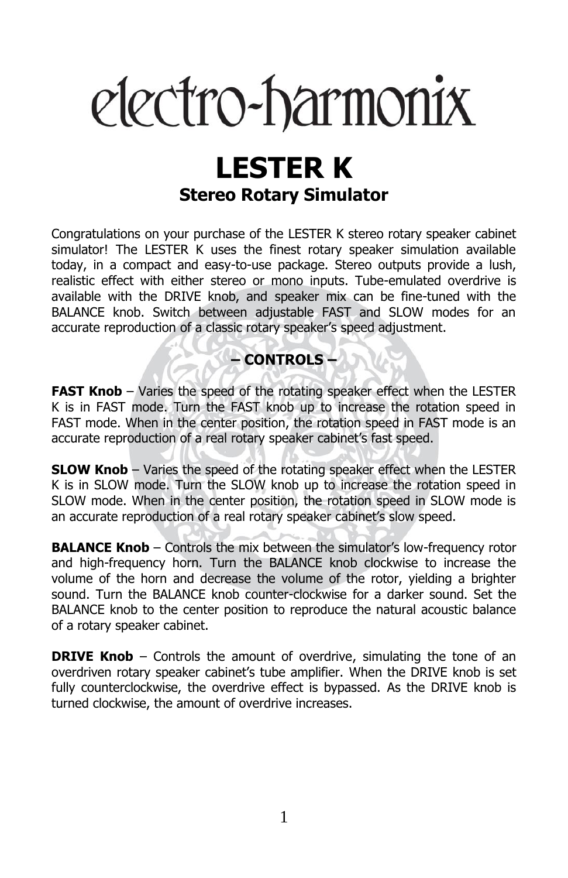electro-harmonix

# LESTER K

## Stereo Rotary Simulator

Congratulations on your purchase of the LESTER K stereo rotary speaker cabinet simulator! The LESTER K uses the finest rotary speaker simulation available today, in a compact and easy-to-use package. Stereo outputs provide a lush, realistic effect with either stereo or mono inputs. Tube-emulated overdrive is available with the DRIVE knob, and speaker mix can be fine-tuned with the BALANCE knob. Switch between adjustable FAST and SLOW modes for an accurate reproduction of a classic rotary speaker's speed adjustment.

### – CONTROLS –

**FAST Knob** – Varies the speed of the rotating speaker effect when the LESTER K is in FAST mode. Turn the FAST knob up to increase the rotation speed in FAST mode. When in the center position, the rotation speed in FAST mode is an accurate reproduction of a real rotary speaker cabinet's fast speed.

**SLOW Knob** – Varies the speed of the rotating speaker effect when the LESTER K is in SLOW mode. Turn the SLOW knob up to increase the rotation speed in SLOW mode. When in the center position, the rotation speed in SLOW mode is an accurate reproduction of a real rotary speaker cabinet's slow speed.

**BALANCE Knob** – Controls the mix between the simulator's low-frequency rotor and high-frequency horn. Turn the BALANCE knob clockwise to increase the volume of the horn and decrease the volume of the rotor, yielding a brighter sound. Turn the BALANCE knob counter-clockwise for a darker sound. Set the BALANCE knob to the center position to reproduce the natural acoustic balance of a rotary speaker cabinet.

**DRIVE Knob** – Controls the amount of overdrive, simulating the tone of an overdriven rotary speaker cabinet's tube amplifier. When the DRIVE knob is set fully counterclockwise, the overdrive effect is bypassed. As the DRIVE knob is turned clockwise, the amount of overdrive increases.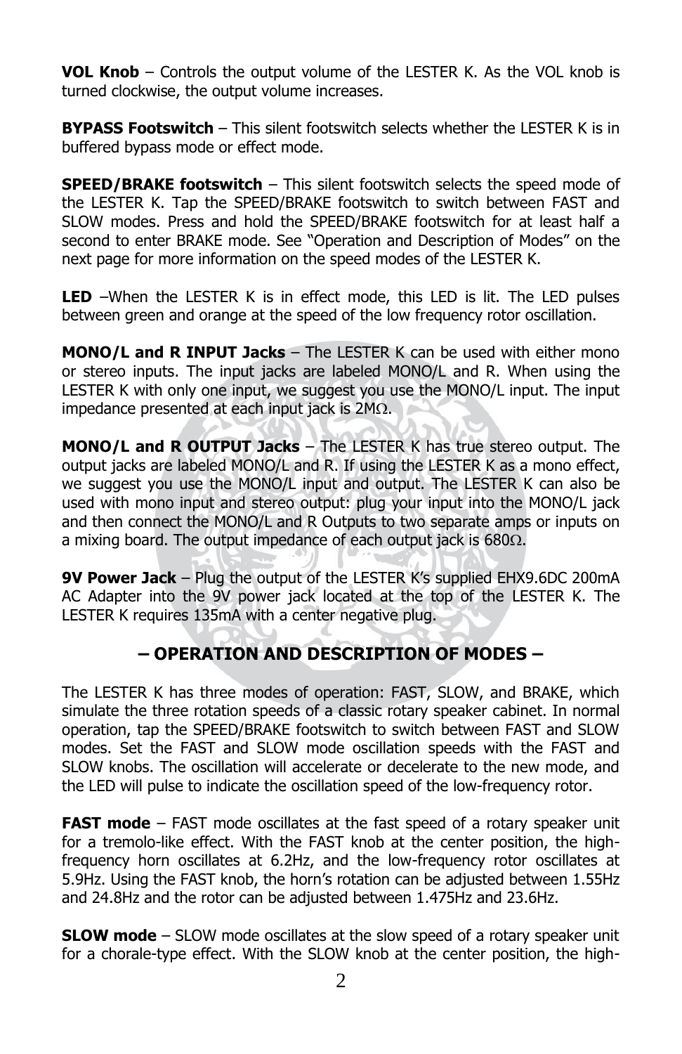**VOL Knob** – Controls the output volume of the LESTER K. As the VOL knob is turned clockwise, the output volume increases.

**BYPASS Footswitch** – This silent footswitch selects whether the LESTER K is in buffered bypass mode or effect mode.

**SPEED/BRAKE footswitch** – This silent footswitch selects the speed mode of the LESTER K. Tap the SPEED/BRAKE footswitch to switch between FAST and SLOW modes. Press and hold the SPEED/BRAKE footswitch for at least half a second to enter BRAKE mode. See "Operation and Description of Modes" on the next page for more information on the speed modes of the LESTER K.

**LED** –When the LESTER K is in effect mode, this LED is lit. The LED pulses between green and orange at the speed of the low frequency rotor oscillation.

**MONO/L and R INPUT Jacks** – The LESTER K can be used with either mono or stereo inputs. The input jacks are labeled MONO/L and R. When using the LESTER K with only one input, we suggest you use the MONO/L input. The input impedance presented at each input jack is 2MΩ.

**MONO/L and R OUTPUT Jacks** – The LESTER K has true stereo output. The output jacks are labeled MONO/L and R. If using the LESTER K as a mono effect, we suggest you use the MONO/L input and output. The LESTER K can also be used with mono input and stereo output: plug your input into the MONO/L jack and then connect the MONO/L and R Outputs to two separate amps or inputs on a mixing board. The output impedance of each output jack is 680Ω.

**9V Power Jack** – Plug the output of the LESTER K's supplied EHX9.6DC 200mA AC Adapter into the 9V power jack located at the top of the LESTER K. The LESTER K requires 135mA with a center negative plug.

## – OPERATION AND DESCRIPTION OF MODES –

The LESTER K has three modes of operation: FAST, SLOW, and BRAKE, which simulate the three rotation speeds of a classic rotary speaker cabinet. In normal operation, tap the SPEED/BRAKE footswitch to switch between FAST and SLOW modes. Set the FAST and SLOW mode oscillation speeds with the FAST and SLOW knobs. The oscillation will accelerate or decelerate to the new mode, and the LED will pulse to indicate the oscillation speed of the low-frequency rotor.

**FAST mode** – FAST mode oscillates at the fast speed of a rotary speaker unit for a tremolo-like effect. With the FAST knob at the center position, the high-frequency horn oscillates at 6.2Hz, and the low-frequency rotor oscillates at 5.9Hz. Using the FAST knob, the horn's rotation can be adjusted between 1.55Hz and 24.8Hz and the rotor can be adjusted between 1.475Hz and 23.6Hz.

**SLOW mode** – SLOW mode oscillates at the slow speed of a rotary speaker unit for a chorale-type effect. With the SLOW knob at the center position, the high-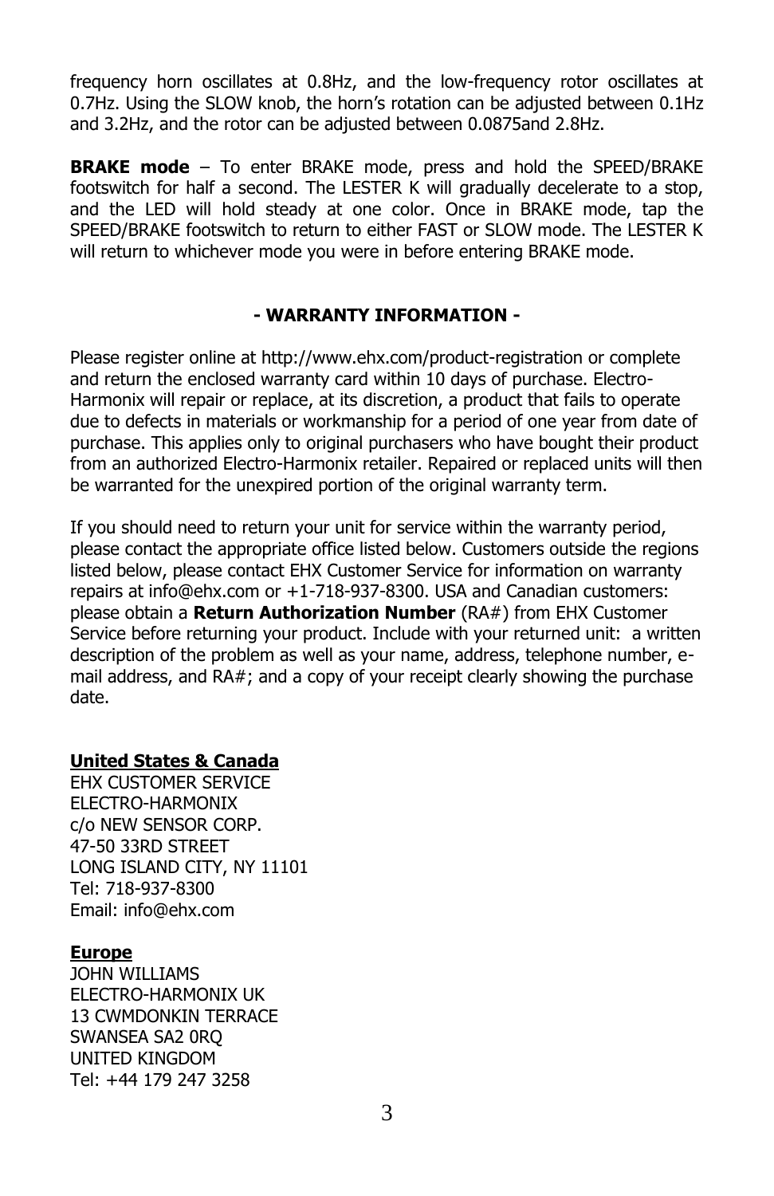frequency horn oscillates at 0.8Hz, and the low-frequency rotor oscillates at 0.7Hz. Using the SLOW knob, the horn's rotation can be adjusted between 0.1Hz and 3.2Hz, and the rotor can be adjusted between 0.0875and 2.8Hz.

**BRAKE mode** – To enter BRAKE mode, press and hold the SPEED/BRAKE footswitch for half a second. The LESTER K will gradually decelerate to a stop, and the LED will hold steady at one color. Once in BRAKE mode, tap the SPEED/BRAKE footswitch to return to either FAST or SLOW mode. The LESTER K will return to whichever mode you were in before entering BRAKE mode.

## - WARRANTY INFORMATION -

Please register online at http://www.ehx.com/product-registration or complete and return the enclosed warranty card within 10 days of purchase. Electro-Harmonix will repair or replace, at its discretion, a product that fails to operate due to defects in materials or workmanship for a period of one year from date of purchase. This applies only to original purchasers who have bought their product from an authorized Electro-Harmonix retailer. Repaired or replaced units will then be warranted for the unexpired portion of the original warranty term.

If you should need to return your unit for service within the warranty period, please contact the appropriate office listed below. Customers outside the regions listed below, please contact EHX Customer Service for information on warranty repairs at info@ehx.com or +1-718-937-8300. USA and Canadian customers: please obtain a **Return Authorization Number** (RA#) from EHX Customer Service before returning your product. Include with your returned unit: a written description of the problem as well as your name, address, telephone number, e-mail address, and RA#; and a copy of your receipt clearly showing the purchase date.

**United States & Canada**
EHX CUSTOMER SERVICE
ELECTRO-HARMONIX
c/o NEW SENSOR CORP.
47-50 33RD STREET
LONG ISLAND CITY, NY 11101
Tel: 718-937-8300
Email: info@ehx.com

**Europe**
JOHN WILLIAMS
ELECTRO-HARMONIX UK
13 CWMDONKIN TERRACE
SWANSEA SA2 0RQ
UNITED KINGDOM
Tel: +44 179 247 3258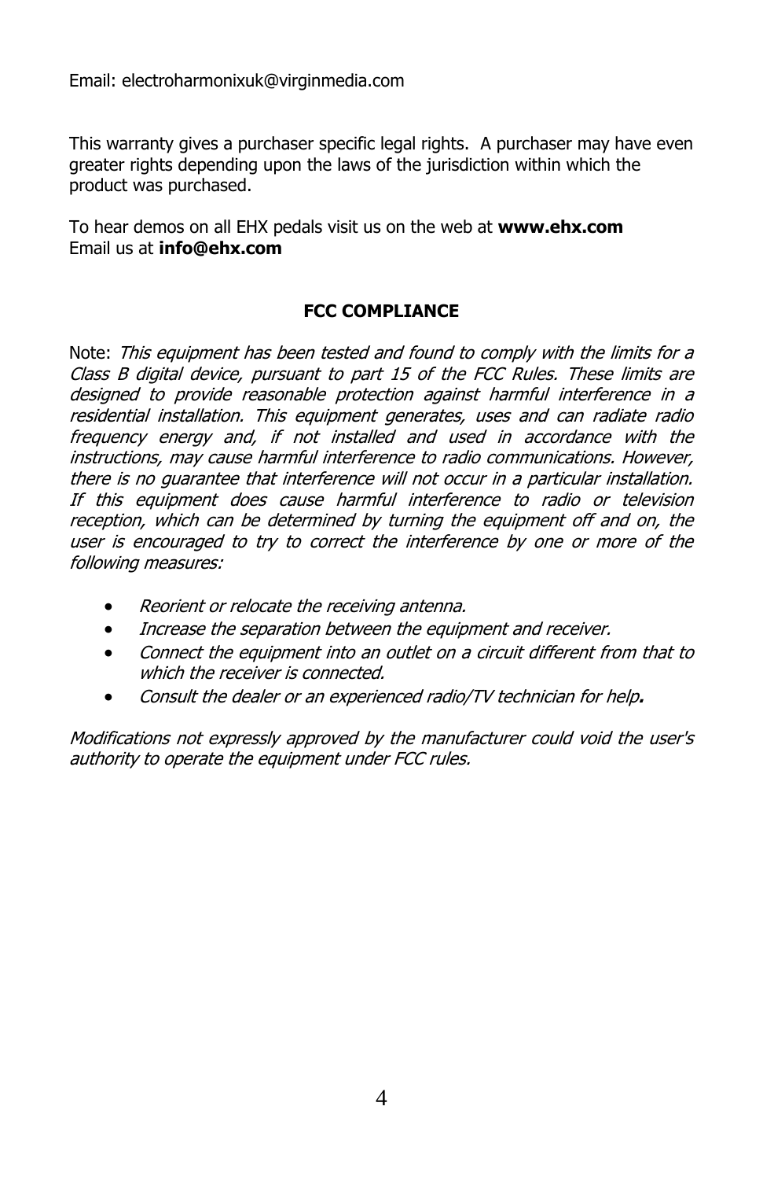Email: electroharmonixuk@virginmedia.com

This warranty gives a purchaser specific legal rights. A purchaser may have even greater rights depending upon the laws of the jurisdiction within which the product was purchased.

To hear demos on all EHX pedals visit us on the web at **www.ehx.com**
Email us at **info@ehx.com**

## FCC COMPLIANCE

Note: *This equipment has been tested and found to comply with the limits for a Class B digital device, pursuant to part 15 of the FCC Rules. These limits are designed to provide reasonable protection against harmful interference in a residential installation. This equipment generates, uses and can radiate radio frequency energy and, if not installed and used in accordance with the instructions, may cause harmful interference to radio communications. However, there is no guarantee that interference will not occur in a particular installation. If this equipment does cause harmful interference to radio or television reception, which can be determined by turning the equipment off and on, the user is encouraged to try to correct the interference by one or more of the following measures:*

- *Reorient or relocate the receiving antenna.*
- *Increase the separation between the equipment and receiver.*
- *Connect the equipment into an outlet on a circuit different from that to which the receiver is connected.*
- *Consult the dealer or an experienced radio/TV technician for help.*

*Modifications not expressly approved by the manufacturer could void the user's authority to operate the equipment under FCC rules.*